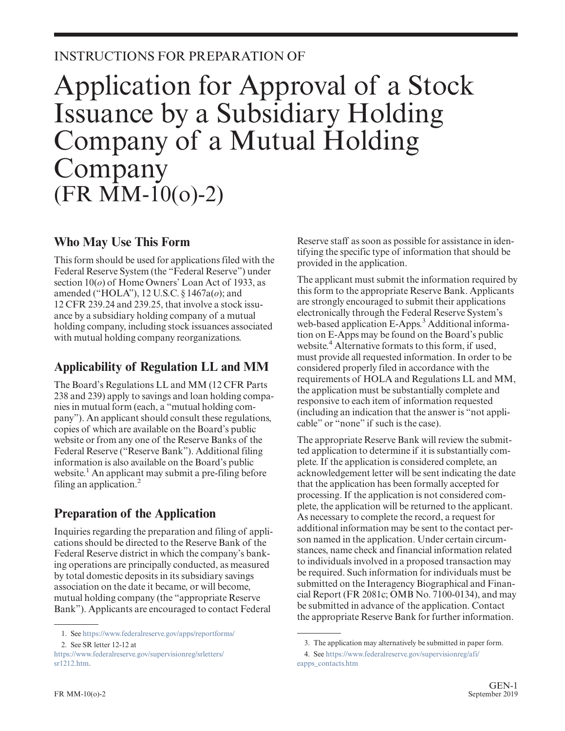INSTRUCTIONS FOR PREPARATION OF

# Application for Approval of a Stock Issuance by a Subsidiary Holding Company of a Mutual Holding Company (FR MM-10(o)-2)

## Who May Use This Form

This form should be used for applications filed with the Federal Reserve System (the "Federal Reserve") under section 10(*o*) of Home Owners' Loan Act of 1933, as amended ("HOLA"), 12 U.S.C. § 1467a(*o*); and 12 CFR 239.24 and 239.25, that involve a stock issuance by a subsidiary holding company of a mutual holding company, including stock issuances associated with mutual holding company reorganizations.

## Applicability of Regulation LL and MM

The Board's Regulations LL and MM (12 CFR Parts 238 and 239) apply to savings and loan holding companies in mutual form (each, a "mutual holding company"). An applicant should consult these regulations, copies of which are available on the Board's public website or from any one of the Reserve Banks of the Federal Reserve ("Reserve Bank"). Additional filing information is also available on the Board's public website.[1] An applicant may submit a pre-filing before filing an application.[2]

## Preparation of the Application

Inquiries regarding the preparation and filing of applications should be directed to the Reserve Bank of the Federal Reserve district in which the company's banking operations are principally conducted, as measured by total domestic deposits in its subsidiary savings association on the date it became, or will become, mutual holding company (the "appropriate Reserve Bank"). Applicants are encouraged to contact Federal Reserve staff as soon as possible for assistance in identifying the specific type of information that should be provided in the application.

The applicant must submit the information required by this form to the appropriate Reserve Bank. Applicants are strongly encouraged to submit their applications electronically through the Federal Reserve System's web-based application E-Apps.[3] Additional information on E-Apps may be found on the Board's public website.[4] Alternative formats to this form, if used, must provide all requested information. In order to be considered properly filed in accordance with the requirements of HOLA and Regulations LL and MM, the application must be substantially complete and responsive to each item of information requested (including an indication that the answer is "not applicable" or "none" if such is the case).

The appropriate Reserve Bank will review the submitted application to determine if it is substantially complete. If the application is considered complete, an acknowledgement letter will be sent indicating the date that the application has been formally accepted for processing. If the application is not considered complete, the application will be returned to the applicant. As necessary to complete the record, a request for additional information may be sent to the contact person named in the application. Under certain circumstances, name check and financial information related to individuals involved in a proposed transaction may be required. Such information for individuals must be submitted on the Interagency Biographical and Financial Report (FR 2081c; OMB No. 7100-0134), and may be submitted in advance of the application. Contact the appropriate Reserve Bank for further information.

1. See https://www.federalreserve.gov/apps/reportforms/
2. See SR letter 12-12 at https://www.federalreserve.gov/supervisionreg/srletters/sr1212.htm.
3. The application may alternatively be submitted in paper form.
4. See https://www.federalreserve.gov/supervisionreg/afi/eapps_contacts.htm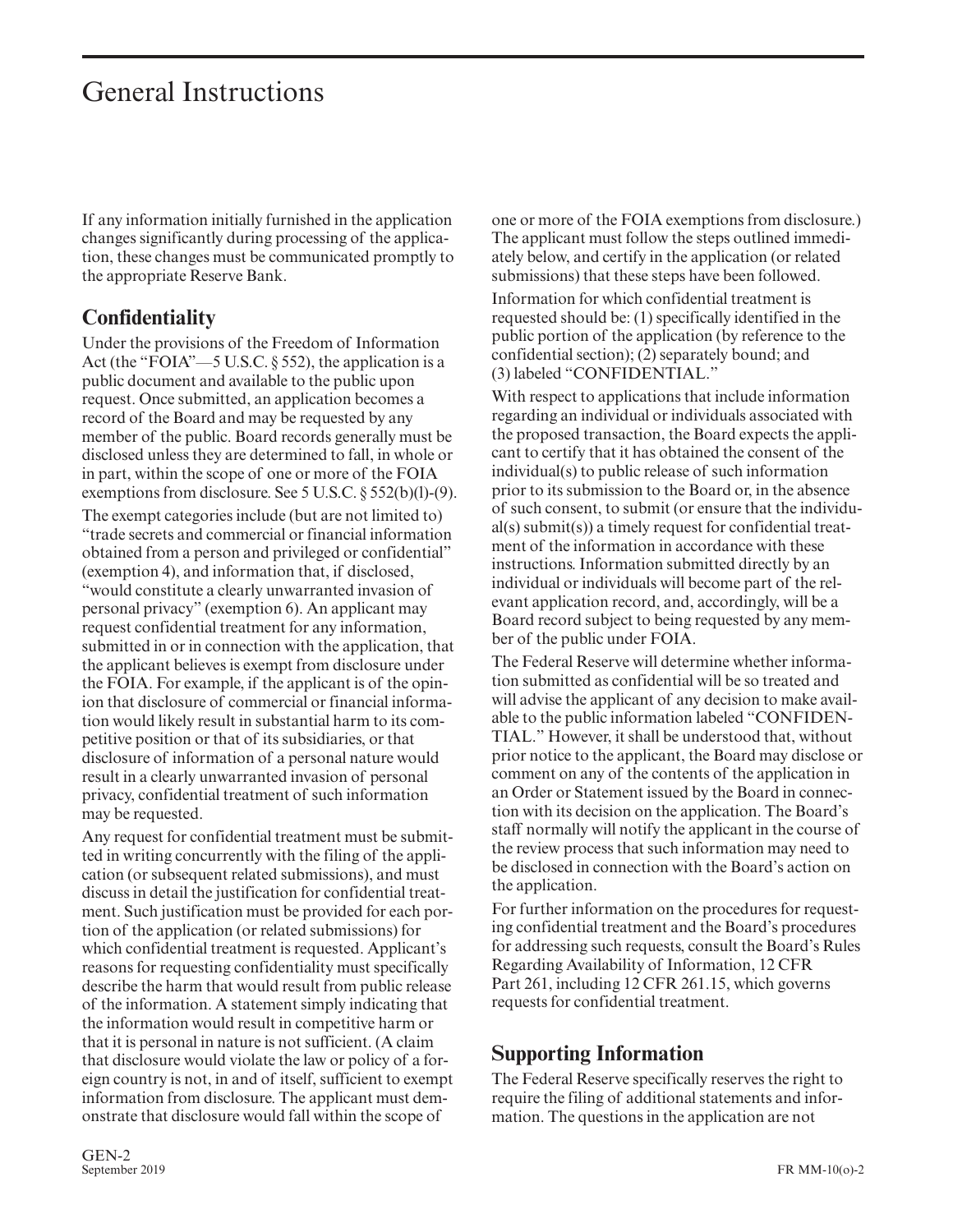# General Instructions

If any information initially furnished in the application changes significantly during processing of the application, these changes must be communicated promptly to the appropriate Reserve Bank.

## Confidentiality

Under the provisions of the Freedom of Information Act (the "FOIA"—5 U.S.C. § 552), the application is a public document and available to the public upon request. Once submitted, an application becomes a record of the Board and may be requested by any member of the public. Board records generally must be disclosed unless they are determined to fall, in whole or in part, within the scope of one or more of the FOIA exemptions from disclosure. See 5 U.S.C. § 552(b)(l)-(9).

The exempt categories include (but are not limited to) "trade secrets and commercial or financial information obtained from a person and privileged or confidential" (exemption 4), and information that, if disclosed, "would constitute a clearly unwarranted invasion of personal privacy" (exemption 6). An applicant may request confidential treatment for any information, submitted in or in connection with the application, that the applicant believes is exempt from disclosure under the FOIA. For example, if the applicant is of the opinion that disclosure of commercial or financial information would likely result in substantial harm to its competitive position or that of its subsidiaries, or that disclosure of information of a personal nature would result in a clearly unwarranted invasion of personal privacy, confidential treatment of such information may be requested.

Any request for confidential treatment must be submitted in writing concurrently with the filing of the application (or subsequent related submissions), and must discuss in detail the justification for confidential treatment. Such justification must be provided for each portion of the application (or related submissions) for which confidential treatment is requested. Applicant's reasons for requesting confidentiality must specifically describe the harm that would result from public release of the information. A statement simply indicating that the information would result in competitive harm or that it is personal in nature is not sufficient. (A claim that disclosure would violate the law or policy of a foreign country is not, in and of itself, sufficient to exempt information from disclosure. The applicant must demonstrate that disclosure would fall within the scope of one or more of the FOIA exemptions from disclosure.) The applicant must follow the steps outlined immediately below, and certify in the application (or related submissions) that these steps have been followed.

Information for which confidential treatment is requested should be: (1) specifically identified in the public portion of the application (by reference to the confidential section); (2) separately bound; and (3) labeled "CONFIDENTIAL."

With respect to applications that include information regarding an individual or individuals associated with the proposed transaction, the Board expects the applicant to certify that it has obtained the consent of the individual(s) to public release of such information prior to its submission to the Board or, in the absence of such consent, to submit (or ensure that the individual(s) submit(s)) a timely request for confidential treatment of the information in accordance with these instructions. Information submitted directly by an individual or individuals will become part of the relevant application record, and, accordingly, will be a Board record subject to being requested by any member of the public under FOIA.

The Federal Reserve will determine whether information submitted as confidential will be so treated and will advise the applicant of any decision to make available to the public information labeled "CONFIDENTIAL." However, it shall be understood that, without prior notice to the applicant, the Board may disclose or comment on any of the contents of the application in an Order or Statement issued by the Board in connection with its decision on the application. The Board's staff normally will notify the applicant in the course of the review process that such information may need to be disclosed in connection with the Board's action on the application.

For further information on the procedures for requesting confidential treatment and the Board's procedures for addressing such requests, consult the Board's Rules Regarding Availability of Information, 12 CFR Part 261, including 12 CFR 261.15, which governs requests for confidential treatment.

## Supporting Information

The Federal Reserve specifically reserves the right to require the filing of additional statements and information. The questions in the application are not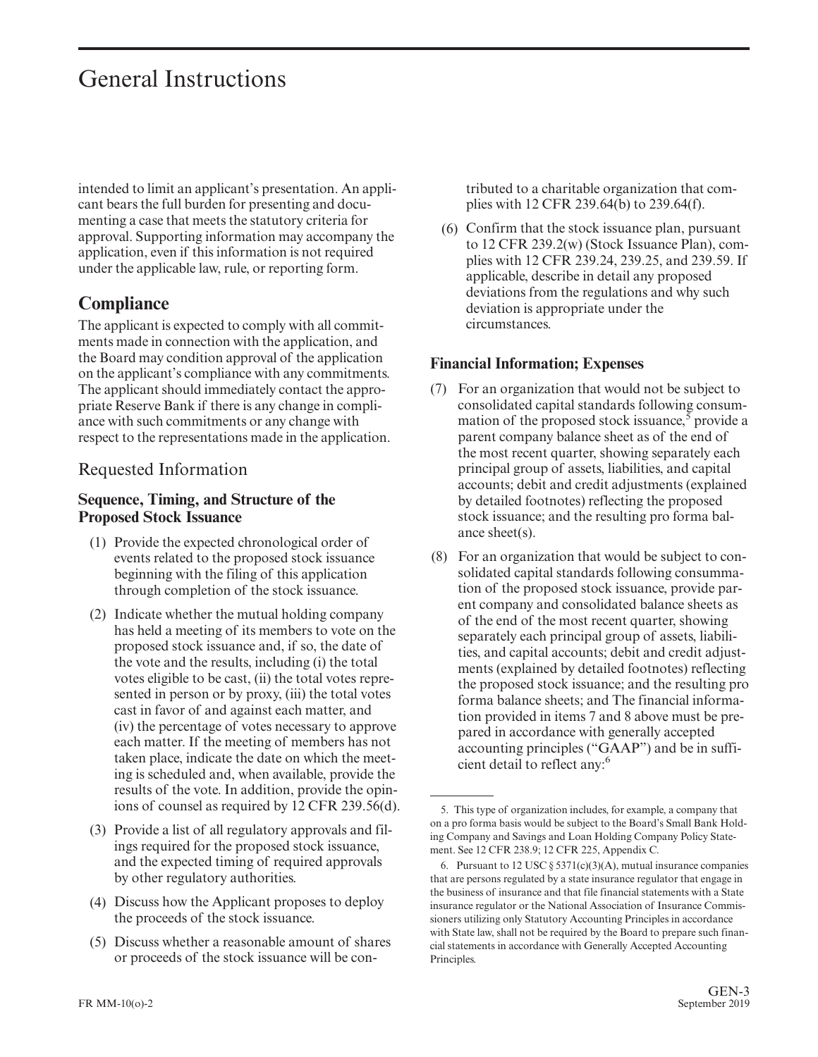intended to limit an applicant's presentation. An applicant bears the full burden for presenting and documenting a case that meets the statutory criteria for approval. Supporting information may accompany the application, even if this information is not required under the applicable law, rule, or reporting form.

## Compliance

The applicant is expected to comply with all commitments made in connection with the application, and the Board may condition approval of the application on the applicant's compliance with any commitments. The applicant should immediately contact the appropriate Reserve Bank if there is any change in compliance with such commitments or any change with respect to the representations made in the application.

## Requested Information

### Sequence, Timing, and Structure of the Proposed Stock Issuance

(1) Provide the expected chronological order of events related to the proposed stock issuance beginning with the filing of this application through completion of the stock issuance.

(2) Indicate whether the mutual holding company has held a meeting of its members to vote on the proposed stock issuance and, if so, the date of the vote and the results, including (i) the total votes eligible to be cast, (ii) the total votes represented in person or by proxy, (iii) the total votes cast in favor of and against each matter, and (iv) the percentage of votes necessary to approve each matter. If the meeting of members has not taken place, indicate the date on which the meeting is scheduled and, when available, provide the results of the vote. In addition, provide the opinions of counsel as required by 12 CFR 239.56(d).

(3) Provide a list of all regulatory approvals and filings required for the proposed stock issuance, and the expected timing of required approvals by other regulatory authorities.

(4) Discuss how the Applicant proposes to deploy the proceeds of the stock issuance.

(5) Discuss whether a reasonable amount of shares or proceeds of the stock issuance will be contributed to a charitable organization that complies with 12 CFR 239.64(b) to 239.64(f).

(6) Confirm that the stock issuance plan, pursuant to 12 CFR 239.2(w) (Stock Issuance Plan), complies with 12 CFR 239.24, 239.25, and 239.59. If applicable, describe in detail any proposed deviations from the regulations and why such deviation is appropriate under the circumstances.

### Financial Information; Expenses

(7) For an organization that would not be subject to consolidated capital standards following consummation of the proposed stock issuance,[5] provide a parent company balance sheet as of the end of the most recent quarter, showing separately each principal group of assets, liabilities, and capital accounts; debit and credit adjustments (explained by detailed footnotes) reflecting the proposed stock issuance; and the resulting pro forma balance sheet(s).

(8) For an organization that would be subject to consolidated capital standards following consummation of the proposed stock issuance, provide parent company and consolidated balance sheets as of the end of the most recent quarter, showing separately each principal group of assets, liabilities, and capital accounts; debit and credit adjustments (explained by detailed footnotes) reflecting the proposed stock issuance; and the resulting pro forma balance sheets; and The financial information provided in items 7 and 8 above must be prepared in accordance with generally accepted accounting principles ("GAAP") and be in sufficient detail to reflect any:[6]

---

5. This type of organization includes, for example, a company that on a pro forma basis would be subject to the Board's Small Bank Holding Company and Savings and Loan Holding Company Policy Statement. See 12 CFR 238.9; 12 CFR 225, Appendix C.

6. Pursuant to 12 USC § 5371(c)(3)(A), mutual insurance companies that are persons regulated by a state insurance regulator that engage in the business of insurance and that file financial statements with a State insurance regulator or the National Association of Insurance Commissioners utilizing only Statutory Accounting Principles in accordance with State law, shall not be required by the Board to prepare such financial statements in accordance with Generally Accepted Accounting Principles.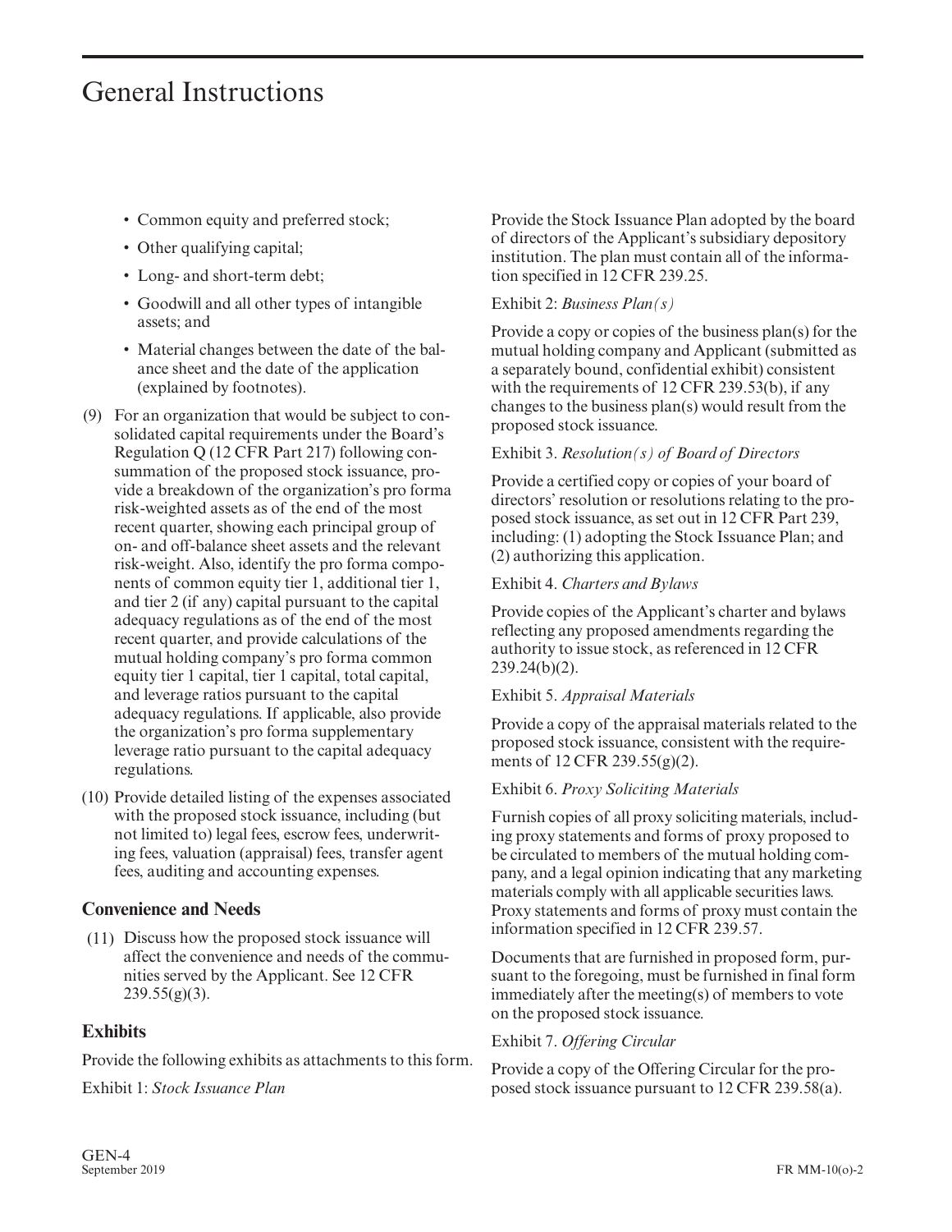- Common equity and preferred stock;
- Other qualifying capital;
- Long- and short-term debt;
- Goodwill and all other types of intangible assets; and
- Material changes between the date of the balance sheet and the date of the application (explained by footnotes).

(9) For an organization that would be subject to consolidated capital requirements under the Board's Regulation Q (12 CFR Part 217) following consummation of the proposed stock issuance, provide a breakdown of the organization's pro forma risk-weighted assets as of the end of the most recent quarter, showing each principal group of on- and off-balance sheet assets and the relevant risk-weight. Also, identify the pro forma components of common equity tier 1, additional tier 1, and tier 2 (if any) capital pursuant to the capital adequacy regulations as of the end of the most recent quarter, and provide calculations of the mutual holding company's pro forma common equity tier 1 capital, tier 1 capital, total capital, and leverage ratios pursuant to the capital adequacy regulations. If applicable, also provide the organization's pro forma supplementary leverage ratio pursuant to the capital adequacy regulations.

(10) Provide detailed listing of the expenses associated with the proposed stock issuance, including (but not limited to) legal fees, escrow fees, underwriting fees, valuation (appraisal) fees, transfer agent fees, auditing and accounting expenses.

### Convenience and Needs

(11) Discuss how the proposed stock issuance will affect the convenience and needs of the communities served by the Applicant. See 12 CFR 239.55(g)(3).

### Exhibits

Provide the following exhibits as attachments to this form.

Exhibit 1: *Stock Issuance Plan*

Provide the Stock Issuance Plan adopted by the board of directors of the Applicant's subsidiary depository institution. The plan must contain all of the information specified in 12 CFR 239.25.

Exhibit 2: *Business Plan(s)*

Provide a copy or copies of the business plan(s) for the mutual holding company and Applicant (submitted as a separately bound, confidential exhibit) consistent with the requirements of 12 CFR 239.53(b), if any changes to the business plan(s) would result from the proposed stock issuance.

Exhibit 3. *Resolution(s) of Board of Directors*

Provide a certified copy or copies of your board of directors' resolution or resolutions relating to the proposed stock issuance, as set out in 12 CFR Part 239, including: (1) adopting the Stock Issuance Plan; and (2) authorizing this application.

Exhibit 4. *Charters and Bylaws*

Provide copies of the Applicant's charter and bylaws reflecting any proposed amendments regarding the authority to issue stock, as referenced in 12 CFR 239.24(b)(2).

Exhibit 5. *Appraisal Materials*

Provide a copy of the appraisal materials related to the proposed stock issuance, consistent with the requirements of 12 CFR 239.55(g)(2).

Exhibit 6. *Proxy Soliciting Materials*

Furnish copies of all proxy soliciting materials, including proxy statements and forms of proxy proposed to be circulated to members of the mutual holding company, and a legal opinion indicating that any marketing materials comply with all applicable securities laws. Proxy statements and forms of proxy must contain the information specified in 12 CFR 239.57.

Documents that are furnished in proposed form, pursuant to the foregoing, must be furnished in final form immediately after the meeting(s) of members to vote on the proposed stock issuance.

Exhibit 7. *Offering Circular*

Provide a copy of the Offering Circular for the proposed stock issuance pursuant to 12 CFR 239.58(a).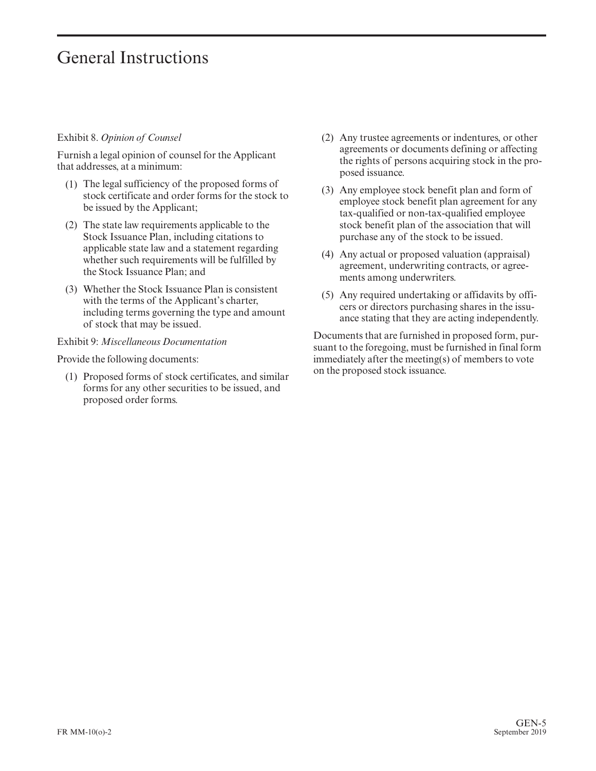# General Instructions

Exhibit 8. *Opinion of Counsel*

Furnish a legal opinion of counsel for the Applicant that addresses, at a minimum:

(1) The legal sufficiency of the proposed forms of stock certificate and order forms for the stock to be issued by the Applicant;

(2) The state law requirements applicable to the Stock Issuance Plan, including citations to applicable state law and a statement regarding whether such requirements will be fulfilled by the Stock Issuance Plan; and

(3) Whether the Stock Issuance Plan is consistent with the terms of the Applicant's charter, including terms governing the type and amount of stock that may be issued.

Exhibit 9: *Miscellaneous Documentation*

Provide the following documents:

(1) Proposed forms of stock certificates, and similar forms for any other securities to be issued, and proposed order forms.

(2) Any trustee agreements or indentures, or other agreements or documents defining or affecting the rights of persons acquiring stock in the proposed issuance.

(3) Any employee stock benefit plan and form of employee stock benefit plan agreement for any tax-qualified or non-tax-qualified employee stock benefit plan of the association that will purchase any of the stock to be issued.

(4) Any actual or proposed valuation (appraisal) agreement, underwriting contracts, or agreements among underwriters.

(5) Any required undertaking or affidavits by officers or directors purchasing shares in the issuance stating that they are acting independently.

Documents that are furnished in proposed form, pursuant to the foregoing, must be furnished in final form immediately after the meeting(s) of members to vote on the proposed stock issuance.